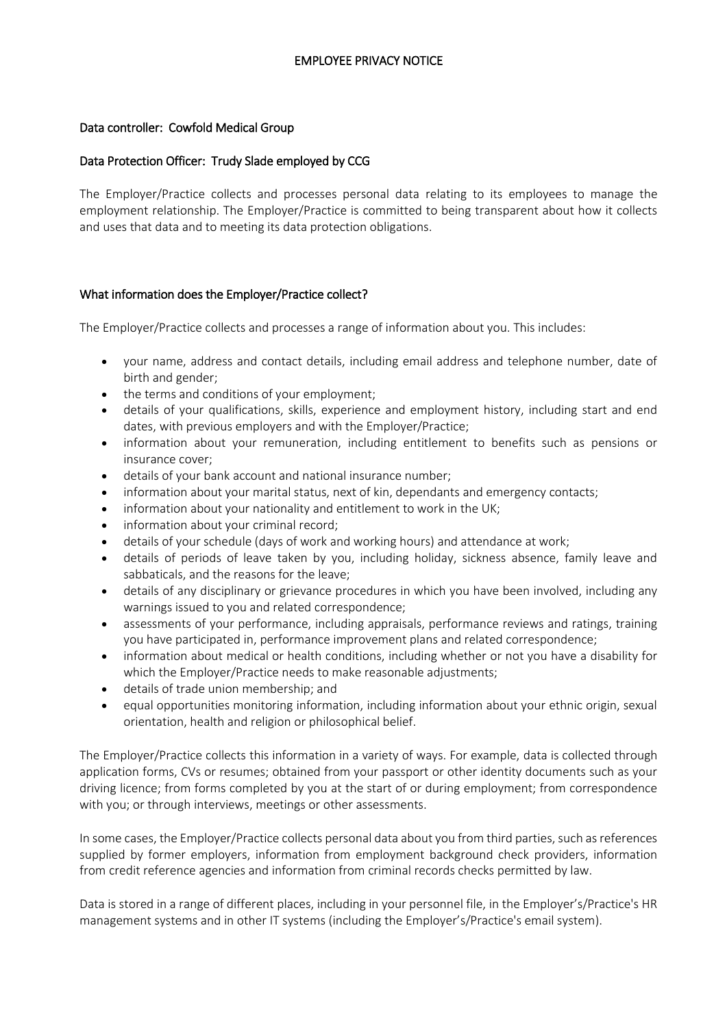# EMPLOYEE PRIVACY NOTICE

## Data controller: Cowfold Medical Group

## Data Protection Officer: Trudy Slade employed by CCG

The Employer/Practice collects and processes personal data relating to its employees to manage the employment relationship. The Employer/Practice is committed to being transparent about how it collects and uses that data and to meeting its data protection obligations.

## What information does the Employer/Practice collect?

The Employer/Practice collects and processes a range of information about you. This includes:

- your name, address and contact details, including email address and telephone number, date of birth and gender;
- the terms and conditions of your employment;
- details of your qualifications, skills, experience and employment history, including start and end dates, with previous employers and with the Employer/Practice;
- information about your remuneration, including entitlement to benefits such as pensions or insurance cover;
- details of your bank account and national insurance number;
- information about your marital status, next of kin, dependants and emergency contacts;
- information about your nationality and entitlement to work in the UK;
- information about your criminal record;
- details of your schedule (days of work and working hours) and attendance at work;
- details of periods of leave taken by you, including holiday, sickness absence, family leave and sabbaticals, and the reasons for the leave;
- details of any disciplinary or grievance procedures in which you have been involved, including any warnings issued to you and related correspondence;
- assessments of your performance, including appraisals, performance reviews and ratings, training you have participated in, performance improvement plans and related correspondence;
- information about medical or health conditions, including whether or not you have a disability for which the Employer/Practice needs to make reasonable adjustments;
- details of trade union membership; and
- equal opportunities monitoring information, including information about your ethnic origin, sexual orientation, health and religion or philosophical belief.

The Employer/Practice collects this information in a variety of ways. For example, data is collected through application forms, CVs or resumes; obtained from your passport or other identity documents such as your driving licence; from forms completed by you at the start of or during employment; from correspondence with you; or through interviews, meetings or other assessments.

In some cases, the Employer/Practice collects personal data about you from third parties, such as references supplied by former employers, information from employment background check providers, information from credit reference agencies and information from criminal records checks permitted by law.

Data is stored in a range of different places, including in your personnel file, in the Employer's/Practice's HR management systems and in other IT systems (including the Employer's/Practice's email system).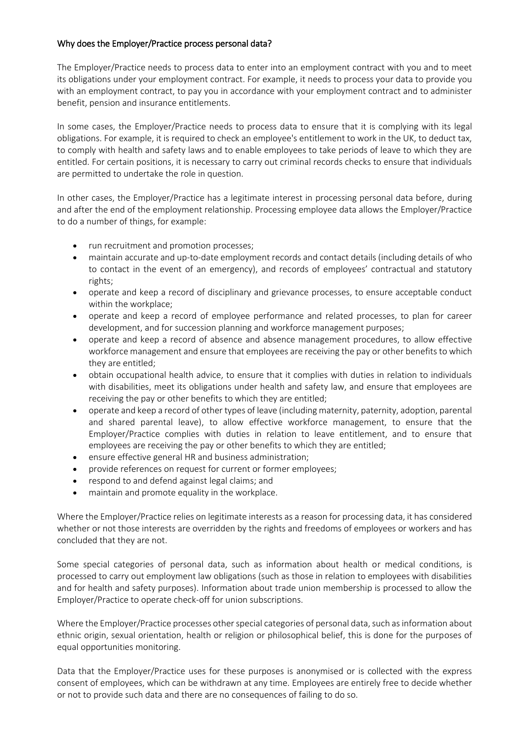## Why does the Employer/Practice process personal data?

The Employer/Practice needs to process data to enter into an employment contract with you and to meet its obligations under your employment contract. For example, it needs to process your data to provide you with an employment contract, to pay you in accordance with your employment contract and to administer benefit, pension and insurance entitlements.

In some cases, the Employer/Practice needs to process data to ensure that it is complying with its legal obligations. For example, it is required to check an employee's entitlement to work in the UK, to deduct tax, to comply with health and safety laws and to enable employees to take periods of leave to which they are entitled. For certain positions, it is necessary to carry out criminal records checks to ensure that individuals are permitted to undertake the role in question.

In other cases, the Employer/Practice has a legitimate interest in processing personal data before, during and after the end of the employment relationship. Processing employee data allows the Employer/Practice to do a number of things, for example:

- run recruitment and promotion processes;
- maintain accurate and up-to-date employment records and contact details (including details of who to contact in the event of an emergency), and records of employees' contractual and statutory rights;
- operate and keep a record of disciplinary and grievance processes, to ensure acceptable conduct within the workplace;
- operate and keep a record of employee performance and related processes, to plan for career development, and for succession planning and workforce management purposes;
- operate and keep a record of absence and absence management procedures, to allow effective workforce management and ensure that employees are receiving the pay or other benefits to which they are entitled;
- obtain occupational health advice, to ensure that it complies with duties in relation to individuals with disabilities, meet its obligations under health and safety law, and ensure that employees are receiving the pay or other benefits to which they are entitled;
- operate and keep a record of other types of leave (including maternity, paternity, adoption, parental and shared parental leave), to allow effective workforce management, to ensure that the Employer/Practice complies with duties in relation to leave entitlement, and to ensure that employees are receiving the pay or other benefits to which they are entitled;
- ensure effective general HR and business administration;
- provide references on request for current or former employees;
- respond to and defend against legal claims; and
- maintain and promote equality in the workplace.

Where the Employer/Practice relies on legitimate interests as a reason for processing data, it has considered whether or not those interests are overridden by the rights and freedoms of employees or workers and has concluded that they are not.

Some special categories of personal data, such as information about health or medical conditions, is processed to carry out employment law obligations (such as those in relation to employees with disabilities and for health and safety purposes). Information about trade union membership is processed to allow the Employer/Practice to operate check-off for union subscriptions.

Where the Employer/Practice processes other special categories of personal data, such as information about ethnic origin, sexual orientation, health or religion or philosophical belief, this is done for the purposes of equal opportunities monitoring.

Data that the Employer/Practice uses for these purposes is anonymised or is collected with the express consent of employees, which can be withdrawn at any time. Employees are entirely free to decide whether or not to provide such data and there are no consequences of failing to do so.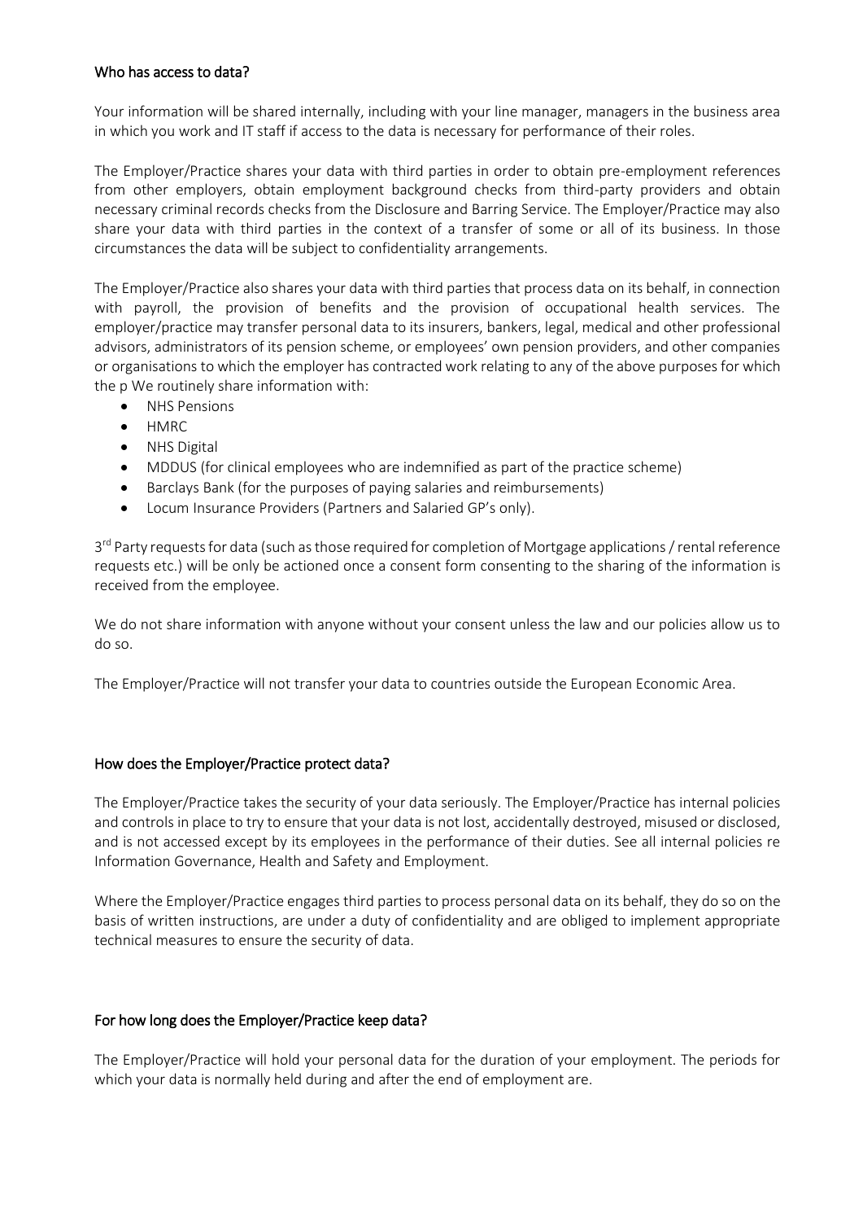## Who has access to data?

Your information will be shared internally, including with your line manager, managers in the business area in which you work and IT staff if access to the data is necessary for performance of their roles.

The Employer/Practice shares your data with third parties in order to obtain pre-employment references from other employers, obtain employment background checks from third-party providers and obtain necessary criminal records checks from the Disclosure and Barring Service. The Employer/Practice may also share your data with third parties in the context of a transfer of some or all of its business. In those circumstances the data will be subject to confidentiality arrangements.

The Employer/Practice also shares your data with third parties that process data on its behalf, in connection with payroll, the provision of benefits and the provision of occupational health services. The employer/practice may transfer personal data to its insurers, bankers, legal, medical and other professional advisors, administrators of its pension scheme, or employees' own pension providers, and other companies or organisations to which the employer has contracted work relating to any of the above purposes for which the p We routinely share information with:

- NHS Pensions
- HMRC
- NHS Digital
- MDDUS (for clinical employees who are indemnified as part of the practice scheme)
- Barclays Bank (for the purposes of paying salaries and reimbursements)
- Locum Insurance Providers (Partners and Salaried GP's only).

3rd Party requests for data (such as those required for completion of Mortgage applications / rental reference requests etc.) will be only be actioned once a consent form consenting to the sharing of the information is received from the employee.

We do not share information with anyone without your consent unless the law and our policies allow us to do so.

The Employer/Practice will not transfer your data to countries outside the European Economic Area.

## How does the Employer/Practice protect data?

The Employer/Practice takes the security of your data seriously. The Employer/Practice has internal policies and controls in place to try to ensure that your data is not lost, accidentally destroyed, misused or disclosed, and is not accessed except by its employees in the performance of their duties. See all internal policies re Information Governance, Health and Safety and Employment.

Where the Employer/Practice engages third parties to process personal data on its behalf, they do so on the basis of written instructions, are under a duty of confidentiality and are obliged to implement appropriate technical measures to ensure the security of data.

## For how long does the Employer/Practice keep data?

The Employer/Practice will hold your personal data for the duration of your employment. The periods for which your data is normally held during and after the end of employment are.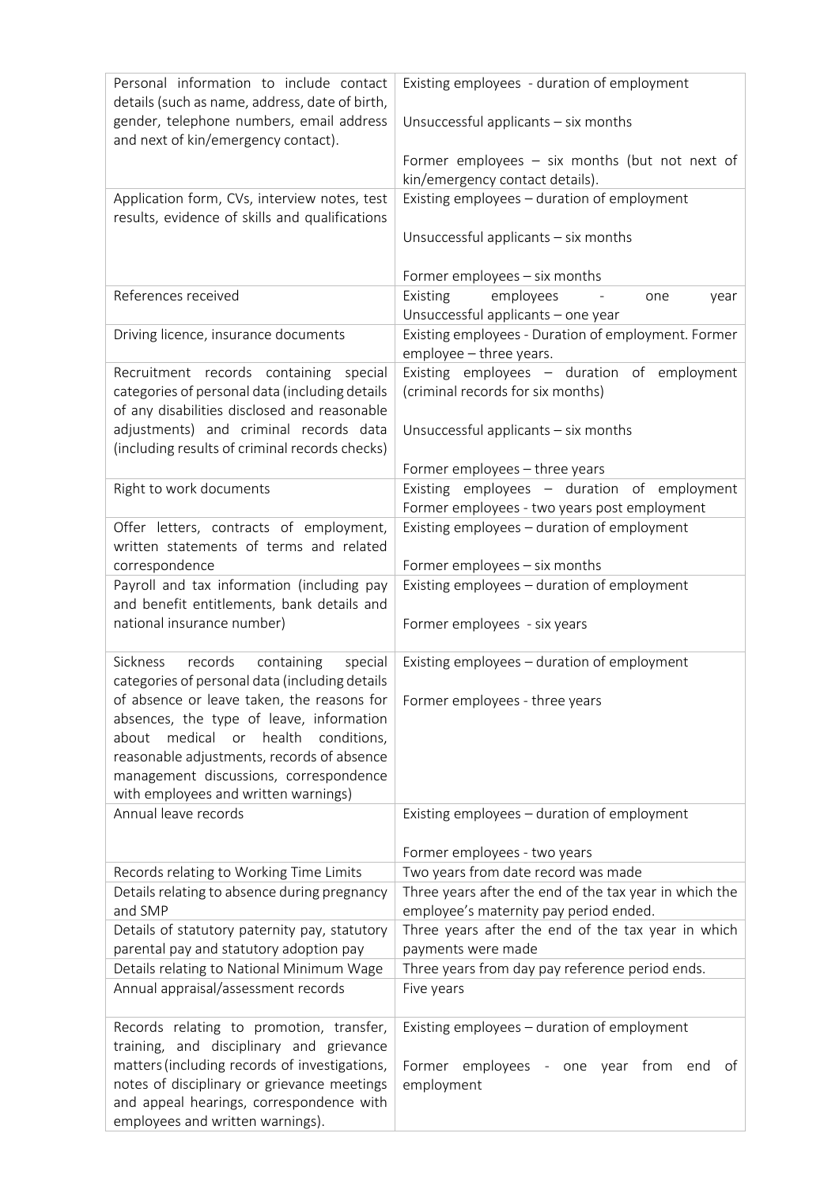| Personal information to include contact details (such as name, address, date of birth, gender, telephone numbers, email address and next of kin/emergency contact). | Existing employees - duration of employment<br><br>Unsuccessful applicants – six months<br><br>Former employees – six months (but not next of kin/emergency contact details). |
|---|---|
| Application form, CVs, interview notes, test results, evidence of skills and qualifications | Existing employees – duration of employment<br><br>Unsuccessful applicants – six months<br><br>Former employees – six months |
| References received | Existing employees - one year<br>Unsuccessful applicants – one year |
| Driving licence, insurance documents | Existing employees - Duration of employment. Former employee – three years. |
| Recruitment records containing special categories of personal data (including details of any disabilities disclosed and reasonable adjustments) and criminal records data (including results of criminal records checks) | Existing employees – duration of employment (criminal records for six months)<br><br>Unsuccessful applicants – six months<br><br>Former employees – three years |
| Right to work documents | Existing employees – duration of employment<br>Former employees - two years post employment |
| Offer letters, contracts of employment, written statements of terms and related correspondence | Existing employees – duration of employment<br><br>Former employees – six months |
| Payroll and tax information (including pay and benefit entitlements, bank details and national insurance number) | Existing employees – duration of employment<br><br>Former employees - six years |
| Sickness records containing special categories of personal data (including details of absence or leave taken, the reasons for absences, the type of leave, information about medical or health conditions, reasonable adjustments, records of absence management discussions, correspondence with employees and written warnings) | Existing employees – duration of employment<br><br>Former employees - three years |
| Annual leave records | Existing employees – duration of employment<br><br>Former employees - two years |
| Records relating to Working Time Limits | Two years from date record was made |
| Details relating to absence during pregnancy and SMP | Three years after the end of the tax year in which the employee's maternity pay period ended. |
| Details of statutory paternity pay, statutory parental pay and statutory adoption pay | Three years after the end of the tax year in which payments were made |
| Details relating to National Minimum Wage | Three years from day pay reference period ends. |
| Annual appraisal/assessment records | Five years |
| Records relating to promotion, transfer, training, and disciplinary and grievance matters (including records of investigations, notes of disciplinary or grievance meetings and appeal hearings, correspondence with employees and written warnings). | Existing employees – duration of employment<br><br>Former employees - one year from end of employment |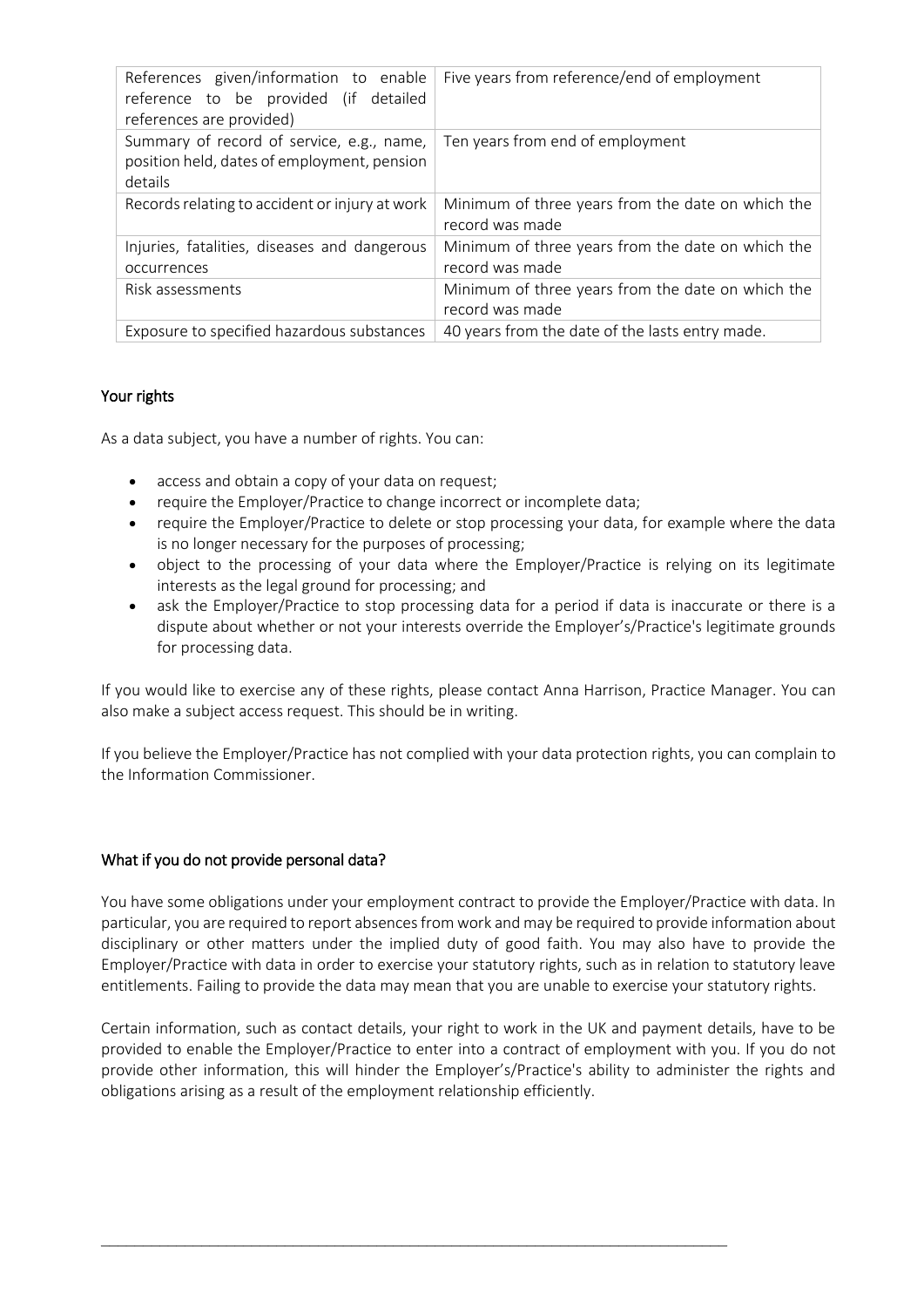| | |
|---|---|
| References given/information to enable reference to be provided (if detailed references are provided) | Five years from reference/end of employment |
| Summary of record of service, e.g., name, position held, dates of employment, pension details | Ten years from end of employment |
| Records relating to accident or injury at work | Minimum of three years from the date on which the record was made |
| Injuries, fatalities, diseases and dangerous occurrences | Minimum of three years from the date on which the record was made |
| Risk assessments | Minimum of three years from the date on which the record was made |
| Exposure to specified hazardous substances | 40 years from the date of the lasts entry made. |

## Your rights

As a data subject, you have a number of rights. You can:

- access and obtain a copy of your data on request;
- require the Employer/Practice to change incorrect or incomplete data;
- require the Employer/Practice to delete or stop processing your data, for example where the data is no longer necessary for the purposes of processing;
- object to the processing of your data where the Employer/Practice is relying on its legitimate interests as the legal ground for processing; and
- ask the Employer/Practice to stop processing data for a period if data is inaccurate or there is a dispute about whether or not your interests override the Employer's/Practice's legitimate grounds for processing data.

If you would like to exercise any of these rights, please contact Anna Harrison, Practice Manager. You can also make a subject access request. This should be in writing.

If you believe the Employer/Practice has not complied with your data protection rights, you can complain to the Information Commissioner.

## What if you do not provide personal data?

You have some obligations under your employment contract to provide the Employer/Practice with data. In particular, you are required to report absences from work and may be required to provide information about disciplinary or other matters under the implied duty of good faith. You may also have to provide the Employer/Practice with data in order to exercise your statutory rights, such as in relation to statutory leave entitlements. Failing to provide the data may mean that you are unable to exercise your statutory rights.

Certain information, such as contact details, your right to work in the UK and payment details, have to be provided to enable the Employer/Practice to enter into a contract of employment with you. If you do not provide other information, this will hinder the Employer's/Practice's ability to administer the rights and obligations arising as a result of the employment relationship efficiently.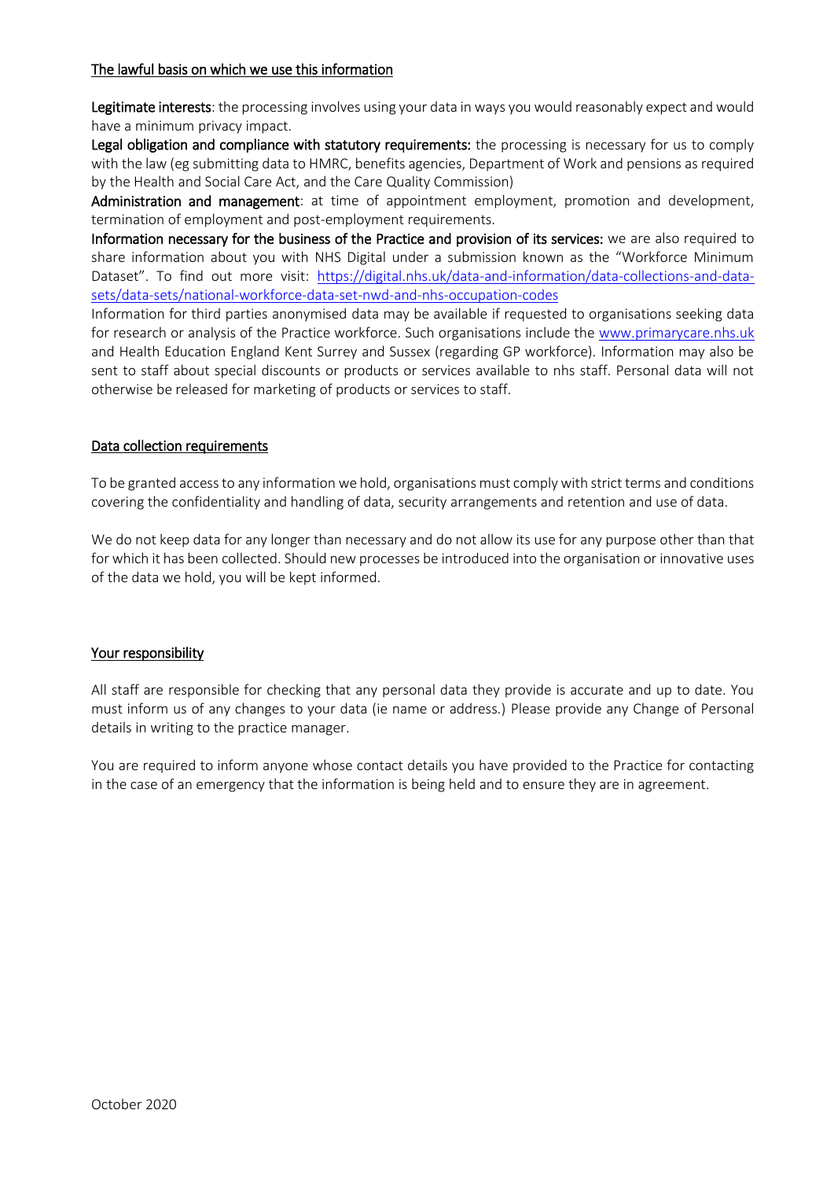## The lawful basis on which we use this information

**Legitimate interests**: the processing involves using your data in ways you would reasonably expect and would have a minimum privacy impact.

**Legal obligation and compliance with statutory requirements:** the processing is necessary for us to comply with the law (eg submitting data to HMRC, benefits agencies, Department of Work and pensions as required by the Health and Social Care Act, and the Care Quality Commission)

**Administration and management**: at time of appointment employment, promotion and development, termination of employment and post-employment requirements.

**Information necessary for the business of the Practice and provision of its services:** we are also required to share information about you with NHS Digital under a submission known as the "Workforce Minimum Dataset". To find out more visit: [https://digital.nhs.uk/data-and-information/data-collections-and-data-sets/data-sets/national-workforce-data-set-nwd-and-nhs-occupation-codes](https://digital.nhs.uk/data-and-information/data-collections-and-data-sets/data-sets/national-workforce-data-set-nwd-and-nhs-occupation-codes)

Information for third parties anonymised data may be available if requested to organisations seeking data for research or analysis of the Practice workforce. Such organisations include the [www.primarycare.nhs.uk](http://www.primarycare.nhs.uk) and Health Education England Kent Surrey and Sussex (regarding GP workforce). Information may also be sent to staff about special discounts or products or services available to nhs staff. Personal data will not otherwise be released for marketing of products or services to staff.

## Data collection requirements

To be granted access to any information we hold, organisations must comply with strict terms and conditions covering the confidentiality and handling of data, security arrangements and retention and use of data.

We do not keep data for any longer than necessary and do not allow its use for any purpose other than that for which it has been collected. Should new processes be introduced into the organisation or innovative uses of the data we hold, you will be kept informed.

## Your responsibility

All staff are responsible for checking that any personal data they provide is accurate and up to date. You must inform us of any changes to your data (ie name or address.) Please provide any Change of Personal details in writing to the practice manager.

You are required to inform anyone whose contact details you have provided to the Practice for contacting in the case of an emergency that the information is being held and to ensure they are in agreement.

October 2020